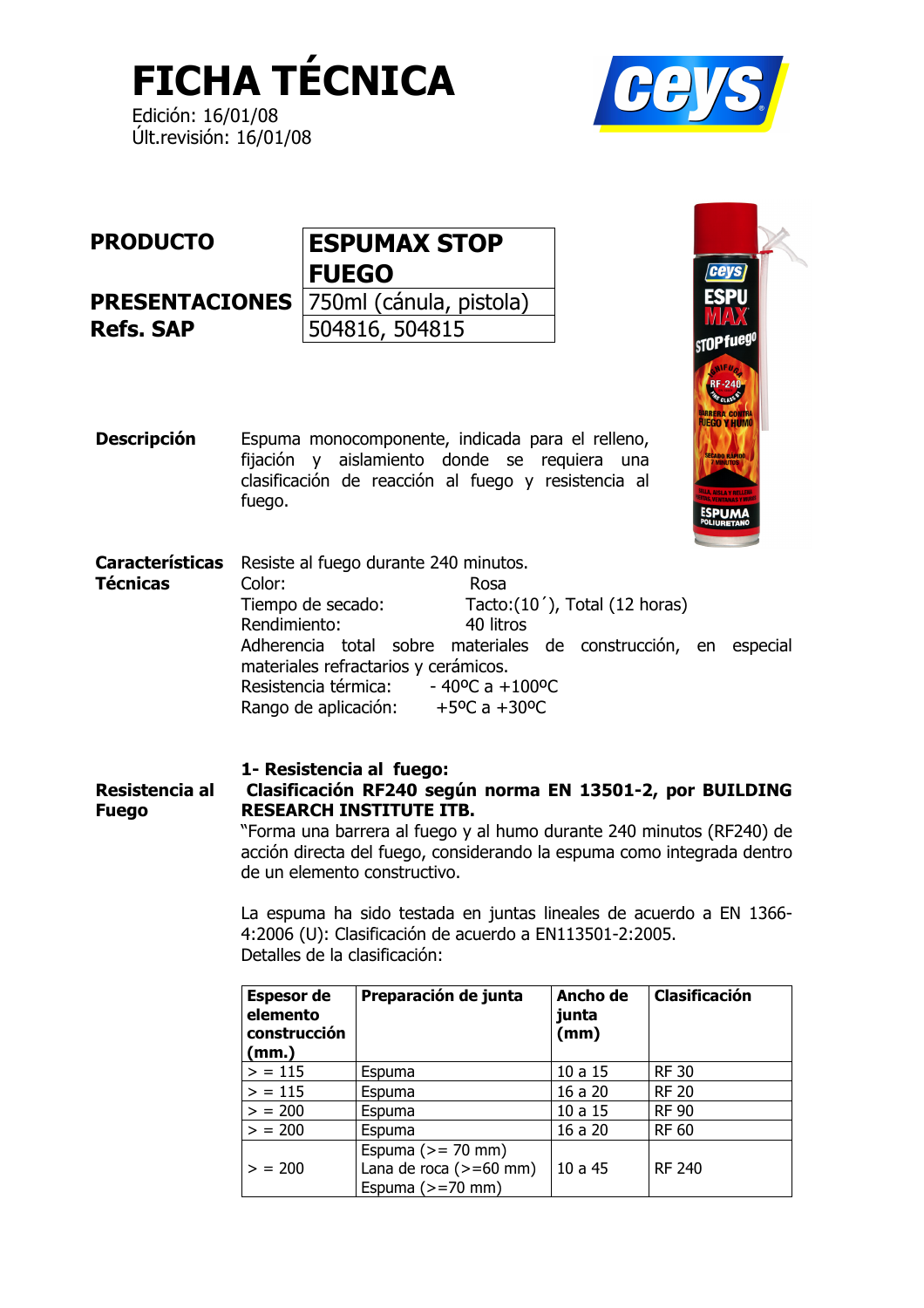# FICHA TÉCNICA

Edición: 16/01/08
Últ.revisión: 16/01/08

| **PRODUCTO** | **ESPUMAX STOP FUEGO** |
|---|---|
| **PRESENTACIONES** | 750ml (cánula, pistola) |
| **Refs. SAP** | 504816, 504815 |

**Descripción**

Espuma monocomponente, indicada para el relleno, fijación y aislamiento donde se requiera una clasificación de reacción al fuego y resistencia al fuego.

**Características Técnicas**

Resiste al fuego durante 240 minutos.
Color: Rosa
Tiempo de secado: Tacto:(10´), Total (12 horas)
Rendimiento: 40 litros
Adherencia total sobre materiales de construcción, en especial materiales refractarios y cerámicos.
Resistencia térmica: - 40ºC a +100ºC
Rango de aplicación: +5ºC a +30ºC

**Resistencia al Fuego**

**1- Resistencia al fuego:**
**Clasificación RF240 según norma EN 13501-2, por BUILDING RESEARCH INSTITUTE ITB.**
"Forma una barrera al fuego y al humo durante 240 minutos (RF240) de acción directa del fuego, considerando la espuma como integrada dentro de un elemento constructivo.

La espuma ha sido testada en juntas lineales de acuerdo a EN 1366-4:2006 (U): Clasificación de acuerdo a EN113501-2:2005.
Detalles de la clasificación:

| Espesor de elemento construcción (mm.) | Preparación de junta | Ancho de junta (mm) | Clasificación |
|---|---|---|---|
| > = 115 | Espuma | 10 a 15 | RF 30 |
| > = 115 | Espuma | 16 a 20 | RF 20 |
| > = 200 | Espuma | 10 a 15 | RF 90 |
| > = 200 | Espuma | 16 a 20 | RF 60 |
| > = 200 | Espuma (>= 70 mm) Lana de roca (>=60 mm) Espuma (>=70 mm) | 10 a 45 | RF 240 |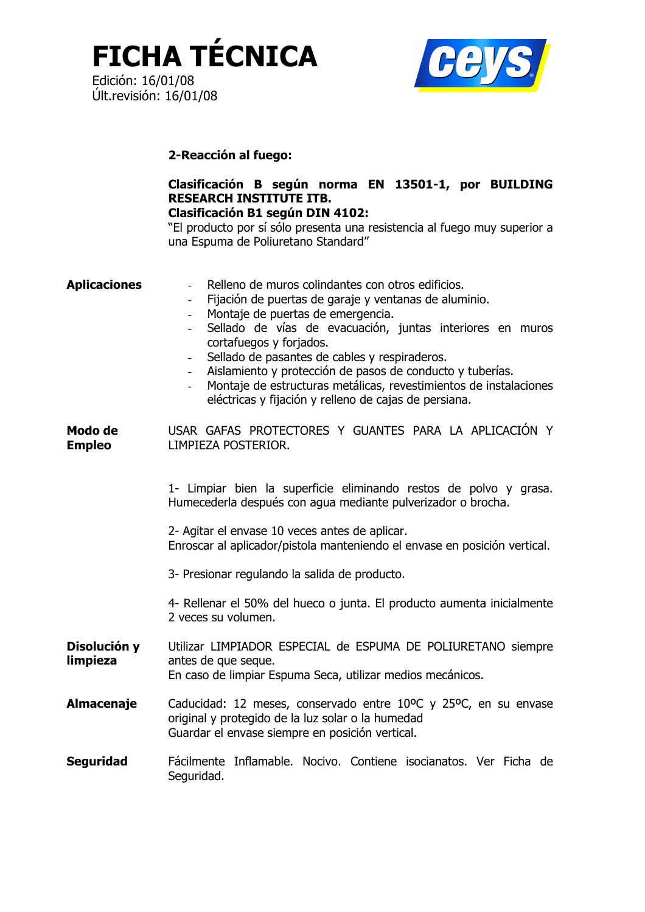# FICHA TÉCNICA

Edición: 16/01/08
Últ.revisión: 16/01/08

**2-Reacción al fuego:**

**Clasificación B según norma EN 13501-1, por BUILDING RESEARCH INSTITUTE ITB.**
**Clasificación B1 según DIN 4102:**
"El producto por sí sólo presenta una resistencia al fuego muy superior a una Espuma de Poliuretano Standard"

**Aplicaciones**

- Relleno de muros colindantes con otros edificios.
- Fijación de puertas de garaje y ventanas de aluminio.
- Montaje de puertas de emergencia.
- Sellado de vías de evacuación, juntas interiores en muros cortafuegos y forjados.
- Sellado de pasantes de cables y respiraderos.
- Aislamiento y protección de pasos de conducto y tuberías.
- Montaje de estructuras metálicas, revestimientos de instalaciones eléctricas y fijación y relleno de cajas de persiana.

**Modo de Empleo**

USAR GAFAS PROTECTORES Y GUANTES PARA LA APLICACIÓN Y LIMPIEZA POSTERIOR.

1- Limpiar bien la superficie eliminando restos de polvo y grasa. Humecederla después con agua mediante pulverizador o brocha.

2- Agitar el envase 10 veces antes de aplicar.
Enroscar al aplicador/pistola manteniendo el envase en posición vertical.

3- Presionar regulando la salida de producto.

4- Rellenar el 50% del hueco o junta. El producto aumenta inicialmente 2 veces su volumen.

**Disolución y limpieza**

Utilizar LIMPIADOR ESPECIAL de ESPUMA DE POLIURETANO siempre antes de que seque.
En caso de limpiar Espuma Seca, utilizar medios mecánicos.

**Almacenaje**

Caducidad: 12 meses, conservado entre 10ºC y 25ºC, en su envase original y protegido de la luz solar o la humedad
Guardar el envase siempre en posición vertical.

**Seguridad**

Fácilmente Inflamable. Nocivo. Contiene isocianatos. Ver Ficha de Seguridad.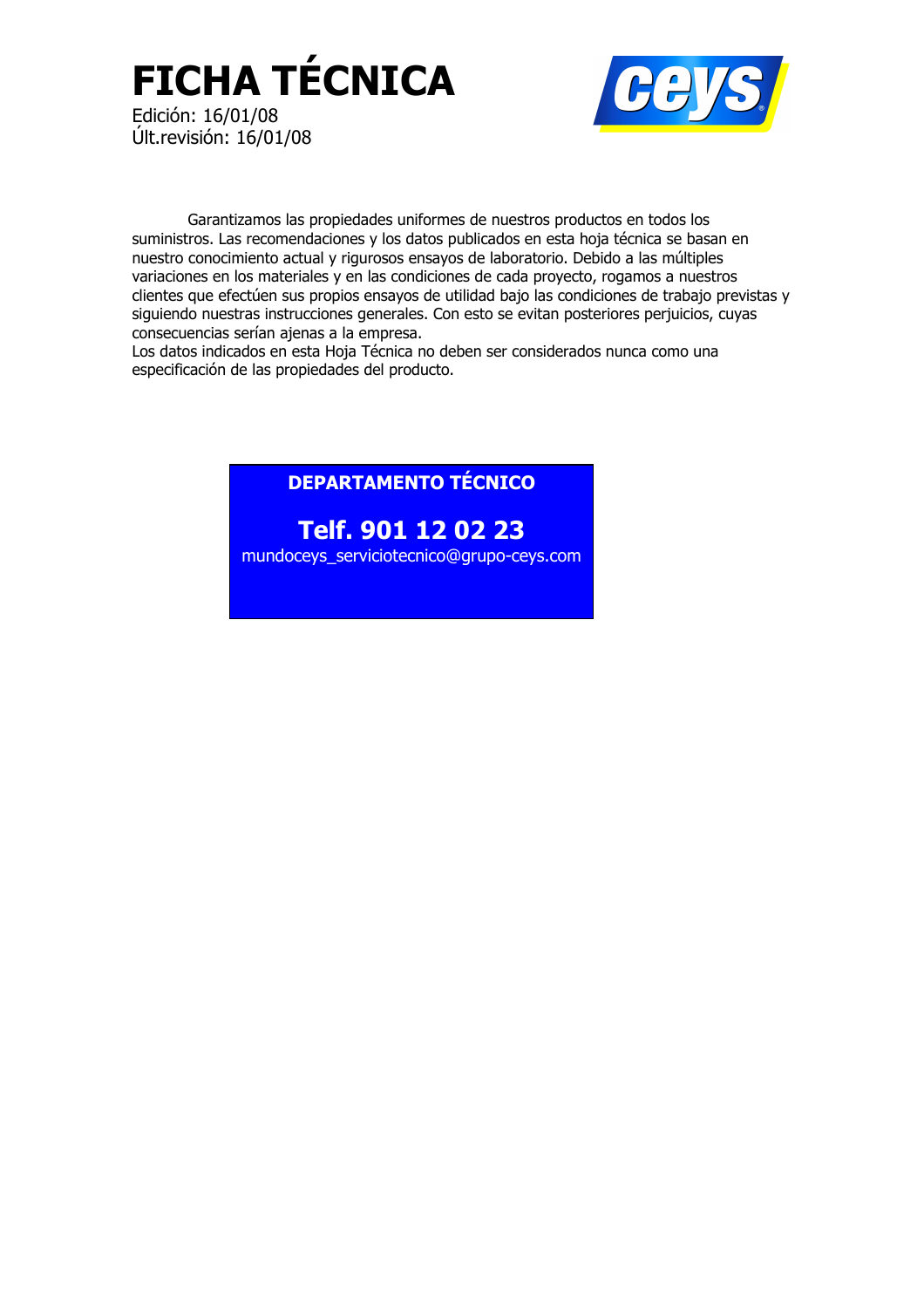# FICHA TÉCNICA

Edición: 16/01/08
Últ.revisión: 16/01/08

Garantizamos las propiedades uniformes de nuestros productos en todos los suministros. Las recomendaciones y los datos publicados en esta hoja técnica se basan en nuestro conocimiento actual y rigurosos ensayos de laboratorio. Debido a las múltiples variaciones en los materiales y en las condiciones de cada proyecto, rogamos a nuestros clientes que efectúen sus propios ensayos de utilidad bajo las condiciones de trabajo previstas y siguiendo nuestras instrucciones generales. Con esto se evitan posteriores perjuicios, cuyas consecuencias serían ajenas a la empresa.
Los datos indicados en esta Hoja Técnica no deben ser considerados nunca como una especificación de las propiedades del producto.

**DEPARTAMENTO TÉCNICO**

**Telf. 901 12 02 23**

mundoceys_serviciotecnico@grupo-ceys.com